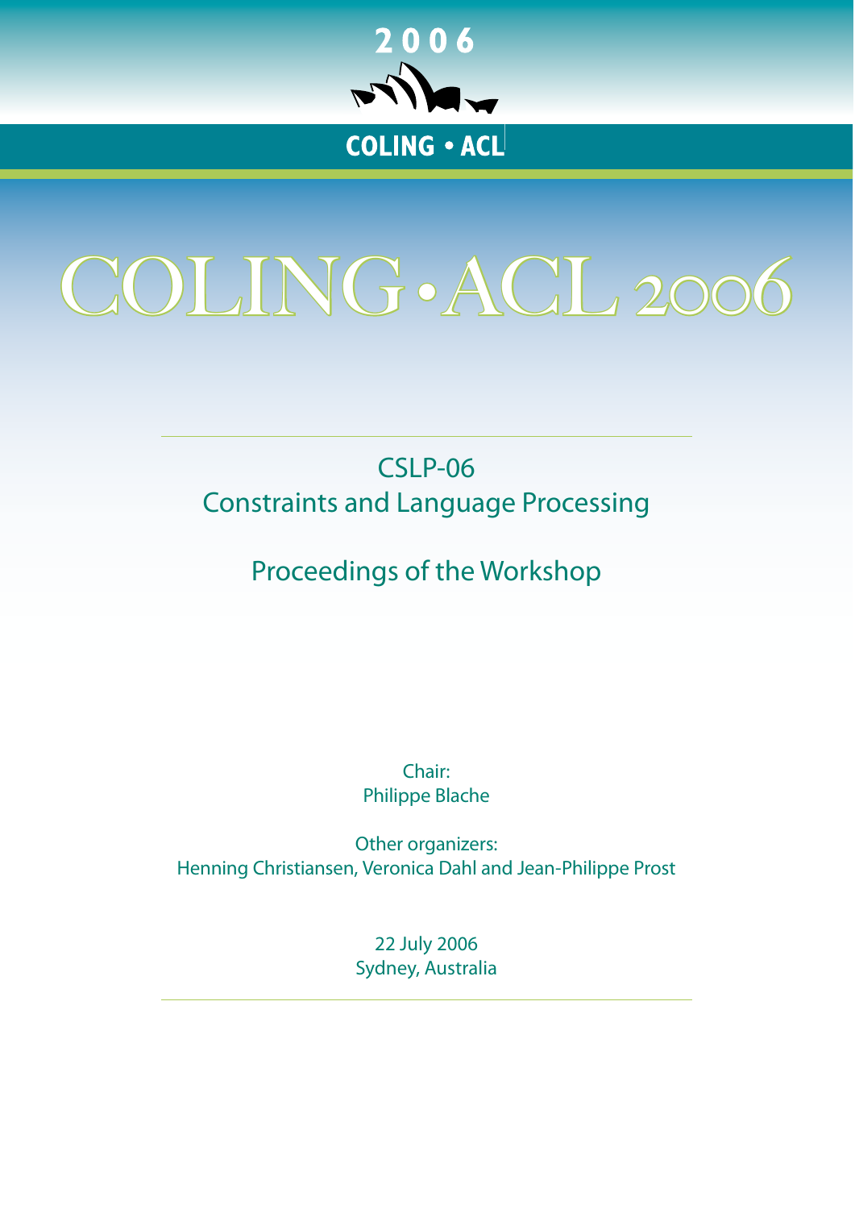2006

COLING • ACL

# COLING•ACL 2006

## CSLP-06
## Constraints and Language Processing

## Proceedings of the Workshop

Chair:
Philippe Blache

Other organizers:
Henning Christiansen, Veronica Dahl and Jean-Philippe Prost

22 July 2006
Sydney, Australia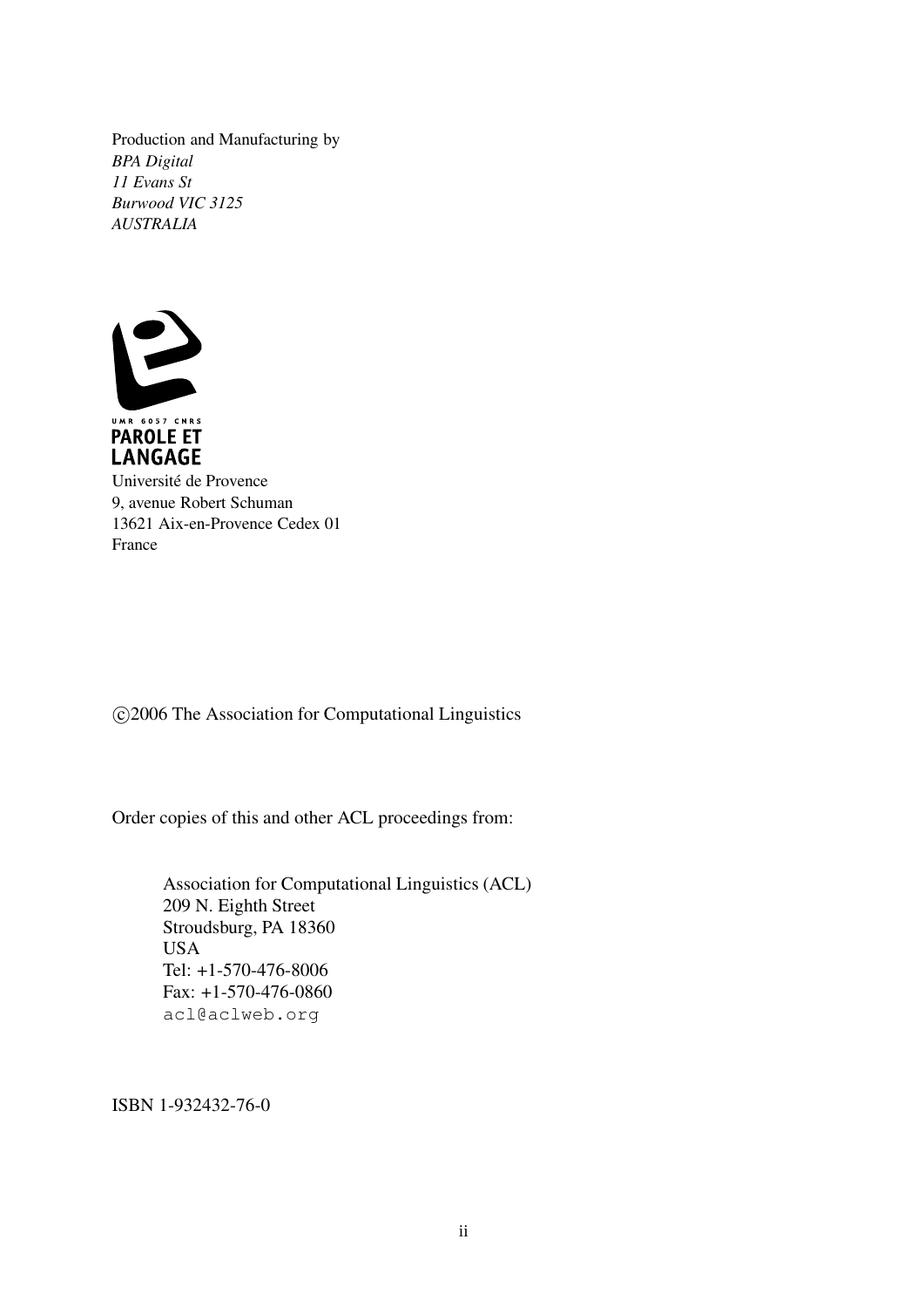Production and Manufacturing by
*BPA Digital*
*11 Evans St*
*Burwood VIC 3125*
*AUSTRALIA*

UMR 6057 CNRS
**PAROLE ET LANGAGE**
Université de Provence
9, avenue Robert Schuman
13621 Aix-en-Provence Cedex 01
France

©2006 The Association for Computational Linguistics

Order copies of this and other ACL proceedings from:

Association for Computational Linguistics (ACL)
209 N. Eighth Street
Stroudsburg, PA 18360
USA
Tel: +1-570-476-8006
Fax: +1-570-476-0860
acl@aclweb.org

ISBN 1-932432-76-0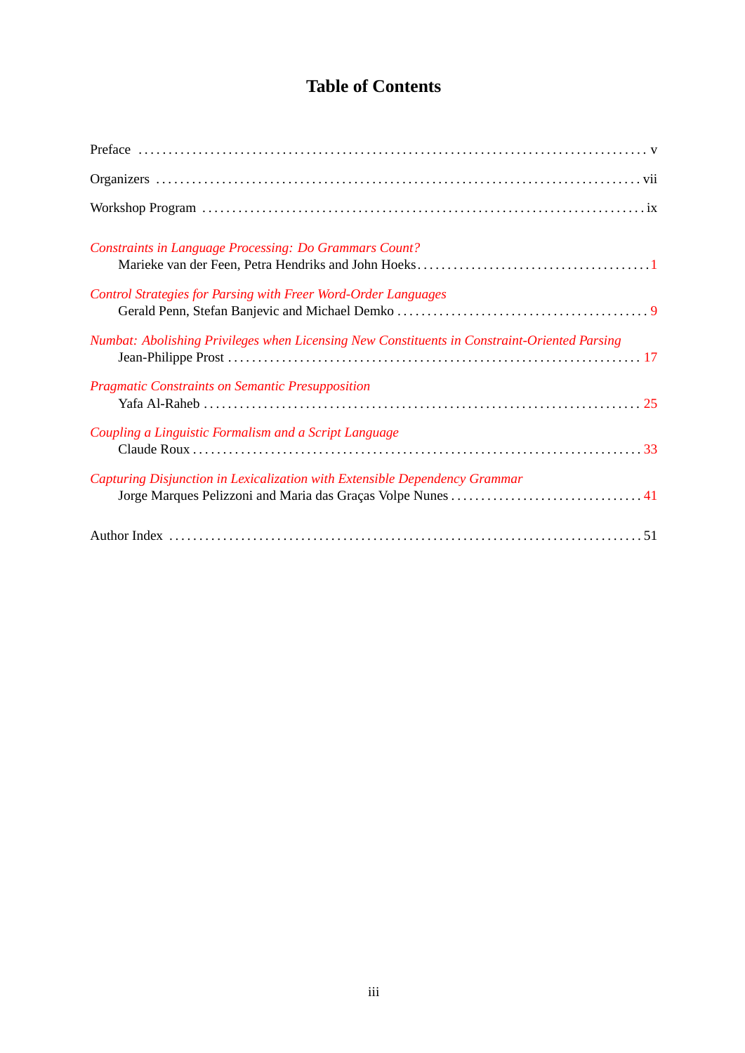# Table of Contents

Preface ..... v

Organizers ..... vii

Workshop Program ..... ix

*Constraints in Language Processing: Do Grammars Count?*
Marieke van der Feen, Petra Hendriks and John Hoeks ..... 1

*Control Strategies for Parsing with Freer Word-Order Languages*
Gerald Penn, Stefan Banjevic and Michael Demko ..... 9

*Numbat: Abolishing Privileges when Licensing New Constituents in Constraint-Oriented Parsing*
Jean-Philippe Prost ..... 17

*Pragmatic Constraints on Semantic Presupposition*
Yafa Al-Raheb ..... 25

*Coupling a Linguistic Formalism and a Script Language*
Claude Roux ..... 33

*Capturing Disjunction in Lexicalization with Extensible Dependency Grammar*
Jorge Marques Pelizzoni and Maria das Graças Volpe Nunes ..... 41

Author Index ..... 51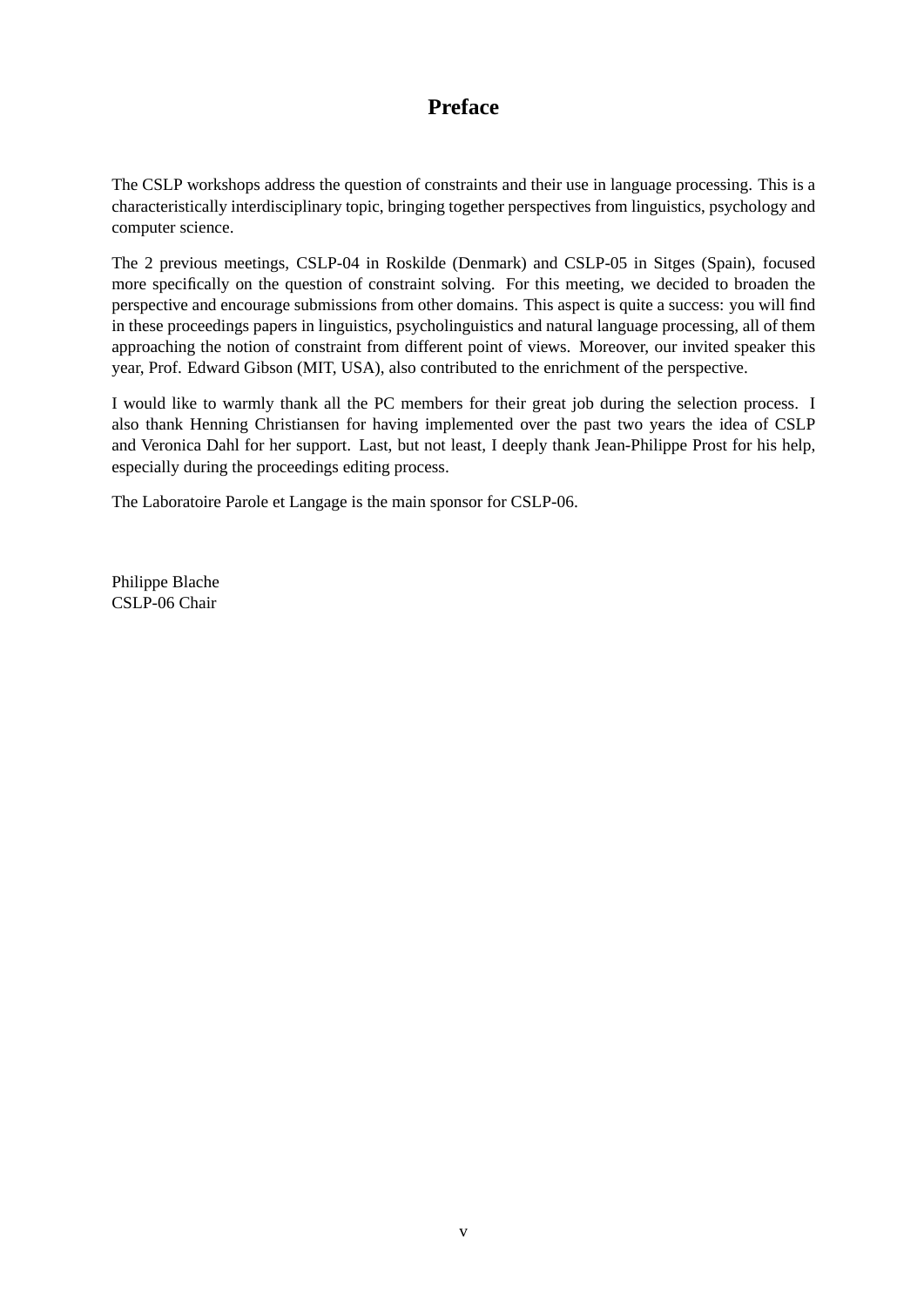# Preface

The CSLP workshops address the question of constraints and their use in language processing. This is a characteristically interdisciplinary topic, bringing together perspectives from linguistics, psychology and computer science.

The 2 previous meetings, CSLP-04 in Roskilde (Denmark) and CSLP-05 in Sitges (Spain), focused more specifically on the question of constraint solving. For this meeting, we decided to broaden the perspective and encourage submissions from other domains. This aspect is quite a success: you will find in these proceedings papers in linguistics, psycholinguistics and natural language processing, all of them approaching the notion of constraint from different point of views. Moreover, our invited speaker this year, Prof. Edward Gibson (MIT, USA), also contributed to the enrichment of the perspective.

I would like to warmly thank all the PC members for their great job during the selection process. I also thank Henning Christiansen for having implemented over the past two years the idea of CSLP and Veronica Dahl for her support. Last, but not least, I deeply thank Jean-Philippe Prost for his help, especially during the proceedings editing process.

The Laboratoire Parole et Langage is the main sponsor for CSLP-06.

Philippe Blache
CSLP-06 Chair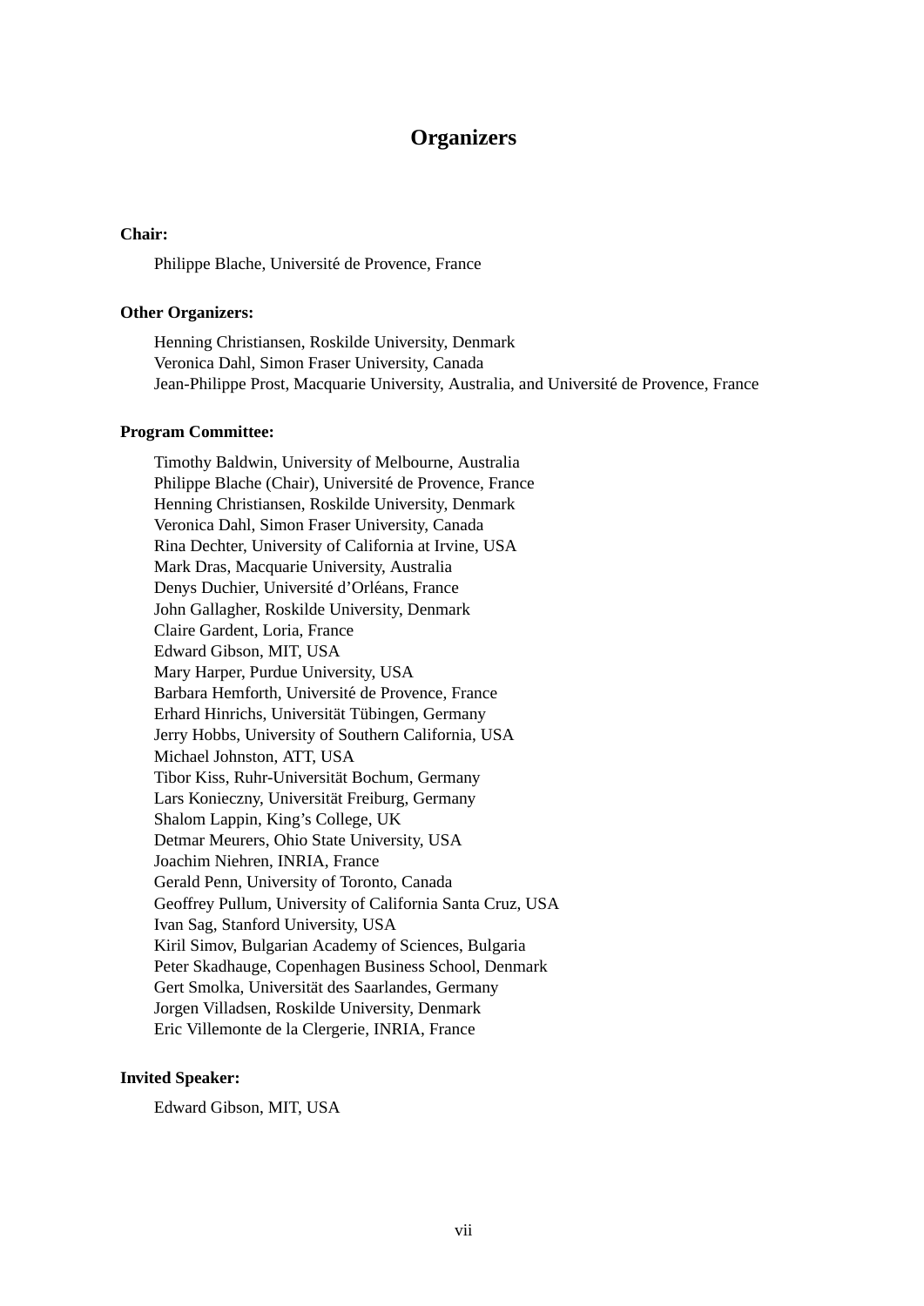# Organizers

**Chair:**

Philippe Blache, Université de Provence, France

**Other Organizers:**

Henning Christiansen, Roskilde University, Denmark
Veronica Dahl, Simon Fraser University, Canada
Jean-Philippe Prost, Macquarie University, Australia, and Université de Provence, France

**Program Committee:**

Timothy Baldwin, University of Melbourne, Australia
Philippe Blache (Chair), Université de Provence, France
Henning Christiansen, Roskilde University, Denmark
Veronica Dahl, Simon Fraser University, Canada
Rina Dechter, University of California at Irvine, USA
Mark Dras, Macquarie University, Australia
Denys Duchier, Université d'Orléans, France
John Gallagher, Roskilde University, Denmark
Claire Gardent, Loria, France
Edward Gibson, MIT, USA
Mary Harper, Purdue University, USA
Barbara Hemforth, Université de Provence, France
Erhard Hinrichs, Universität Tübingen, Germany
Jerry Hobbs, University of Southern California, USA
Michael Johnston, ATT, USA
Tibor Kiss, Ruhr-Universität Bochum, Germany
Lars Konieczny, Universität Freiburg, Germany
Shalom Lappin, King's College, UK
Detmar Meurers, Ohio State University, USA
Joachim Niehren, INRIA, France
Gerald Penn, University of Toronto, Canada
Geoffrey Pullum, University of California Santa Cruz, USA
Ivan Sag, Stanford University, USA
Kiril Simov, Bulgarian Academy of Sciences, Bulgaria
Peter Skadhauge, Copenhagen Business School, Denmark
Gert Smolka, Universität des Saarlandes, Germany
Jorgen Villadsen, Roskilde University, Denmark
Eric Villemonte de la Clergerie, INRIA, France

**Invited Speaker:**

Edward Gibson, MIT, USA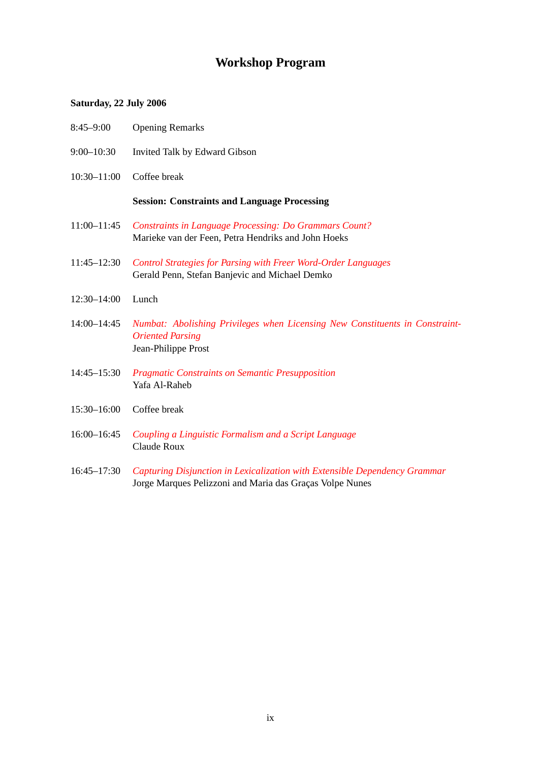# Workshop Program

**Saturday, 22 July 2006**

8:45–9:00 Opening Remarks

9:00–10:30 Invited Talk by Edward Gibson

10:30–11:00 Coffee break

**Session: Constraints and Language Processing**

11:00–11:45 *Constraints in Language Processing: Do Grammars Count?*
Marieke van der Feen, Petra Hendriks and John Hoeks

11:45–12:30 *Control Strategies for Parsing with Freer Word-Order Languages*
Gerald Penn, Stefan Banjevic and Michael Demko

12:30–14:00 Lunch

14:00–14:45 *Numbat: Abolishing Privileges when Licensing New Constituents in Constraint-Oriented Parsing*
Jean-Philippe Prost

14:45–15:30 *Pragmatic Constraints on Semantic Presupposition*
Yafa Al-Raheb

15:30–16:00 Coffee break

16:00–16:45 *Coupling a Linguistic Formalism and a Script Language*
Claude Roux

16:45–17:30 *Capturing Disjunction in Lexicalization with Extensible Dependency Grammar*
Jorge Marques Pelizzoni and Maria das Graças Volpe Nunes